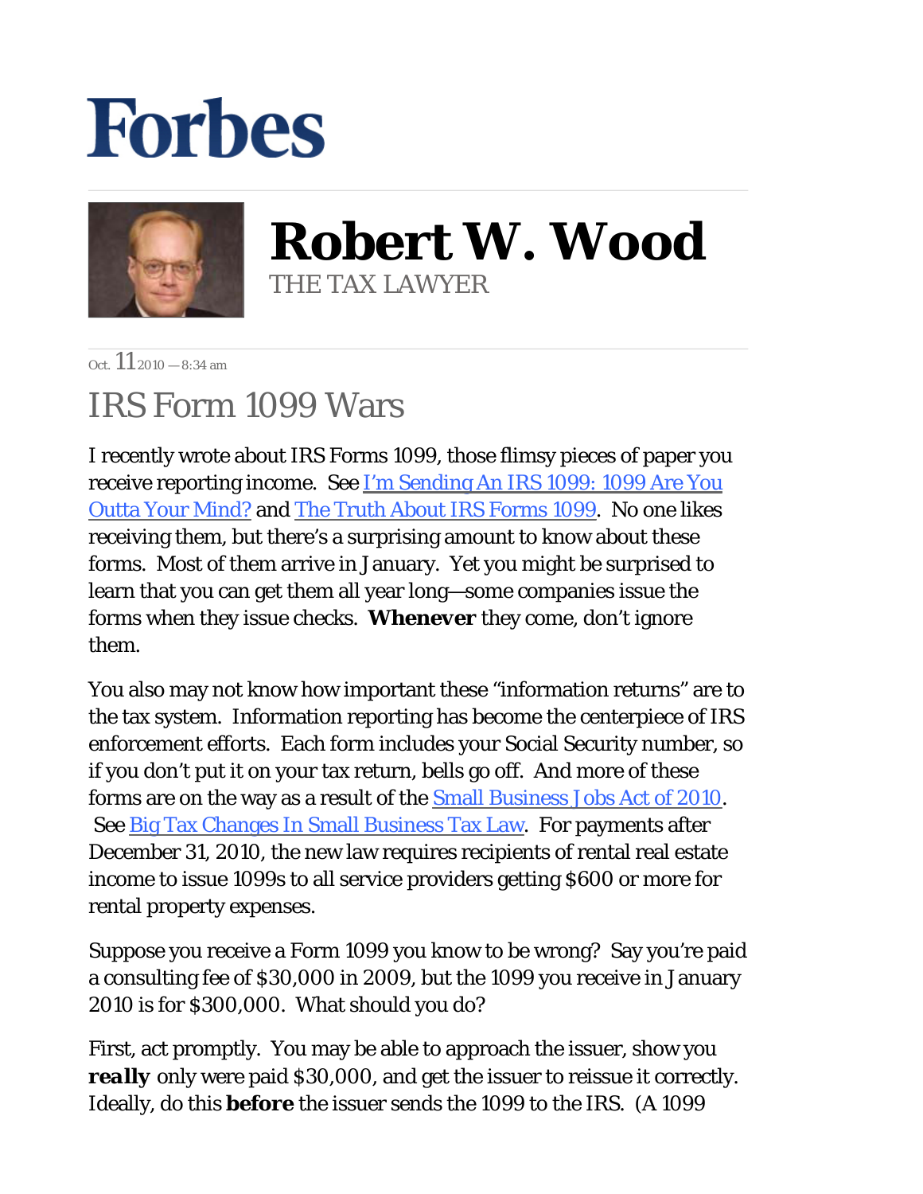# Forbes

## Robert W. Wood

THE TAX LAWYER

Oct. 11 2010 — 8:34 am

# IRS Form 1099 Wars

I recently wrote about IRS Forms 1099, those flimsy pieces of paper you receive reporting income. See I'm Sending An IRS 1099: 1099 Are You Outta Your Mind? and The Truth About IRS Forms 1099. No one likes receiving them, but there's a surprising amount to know about these forms. Most of them arrive in January. Yet you might be surprised to learn that you can get them all year long—some companies issue the forms when they issue checks. **Whenever** they come, don't ignore them.

You also may not know how important these "information returns" are to the tax system. Information reporting has become the centerpiece of IRS enforcement efforts. Each form includes your Social Security number, so if you don't put it on your tax return, bells go off. And more of these forms are on the way as a result of the Small Business Jobs Act of 2010. See Big Tax Changes In Small Business Tax Law. For payments after December 31, 2010, the new law requires recipients of rental real estate income to issue 1099s to all service providers getting $600 or more for rental property expenses.

Suppose you receive a Form 1099 you know to be wrong? Say you're paid a consulting fee of $30,000 in 2009, but the 1099 you receive in January 2010 is for $300,000. What should you do?

First, act promptly. You may be able to approach the issuer, show you ***really*** only were paid $30,000, and get the issuer to reissue it correctly. Ideally, do this **before** the issuer sends the 1099 to the IRS. (A 1099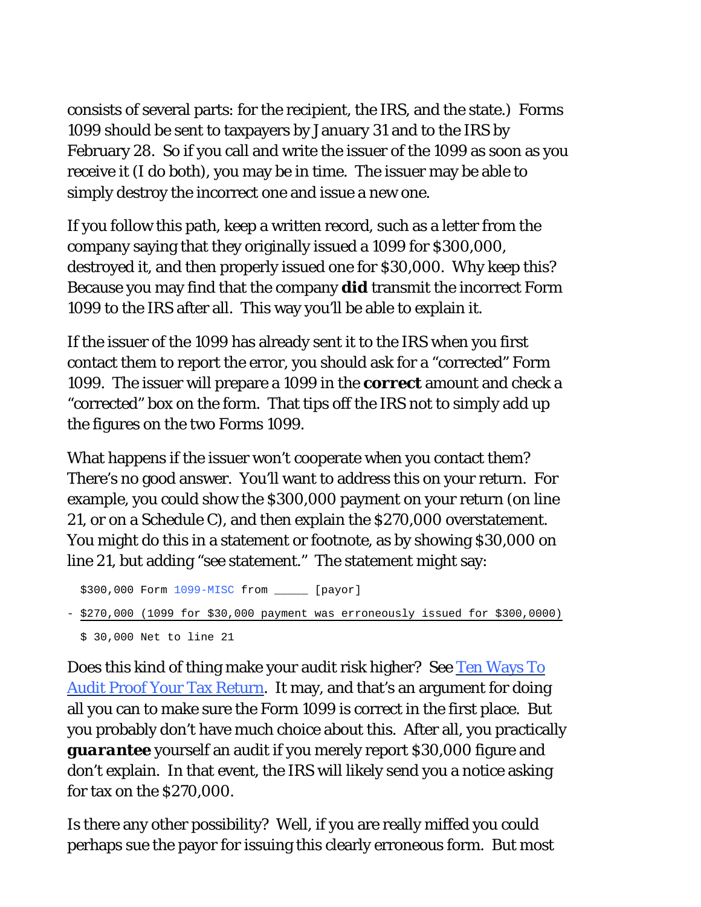consists of several parts: for the recipient, the IRS, and the state.) Forms 1099 should be sent to taxpayers by January 31 and to the IRS by February 28. So if you call and write the issuer of the 1099 as soon as you receive it (I do both), you may be in time. The issuer may be able to simply destroy the incorrect one and issue a new one.

If you follow this path, keep a written record, such as a letter from the company saying that they originally issued a 1099 for $300,000, destroyed it, and then properly issued one for $30,000. Why keep this? Because you may find that the company **did** transmit the incorrect Form 1099 to the IRS after all. This way you'll be able to explain it.

If the issuer of the 1099 has already sent it to the IRS when you first contact them to report the error, you should ask for a "corrected" Form 1099. The issuer will prepare a 1099 in the **correct** amount and check a "corrected" box on the form. That tips off the IRS not to simply add up the figures on the two Forms 1099.

What happens if the issuer won't cooperate when you contact them? There's no good answer. You'll want to address this on your return. For example, you could show the $300,000 payment on your return (on line 21, or on a Schedule C), and then explain the $270,000 overstatement. You might do this in a statement or footnote, as by showing $30,000 on line 21, but adding "see statement." The statement might say:

```
  $300,000 Form 1099-MISC from _____ [payor]
- $270,000 (1099 for $30,000 payment was erroneously issued for $300,0000)
  $ 30,000 Net to line 21
```

Does this kind of thing make your audit risk higher? See [Ten Ways To Audit Proof Your Tax Return](). It may, and that's an argument for doing all you can to make sure the Form 1099 is correct in the first place. But you probably don't have much choice about this. After all, you practically ***guarantee*** yourself an audit if you merely report $30,000 figure and don't explain. In that event, the IRS will likely send you a notice asking for tax on the $270,000.

Is there any other possibility? Well, if you are really miffed you could perhaps sue the payor for issuing this clearly erroneous form. But most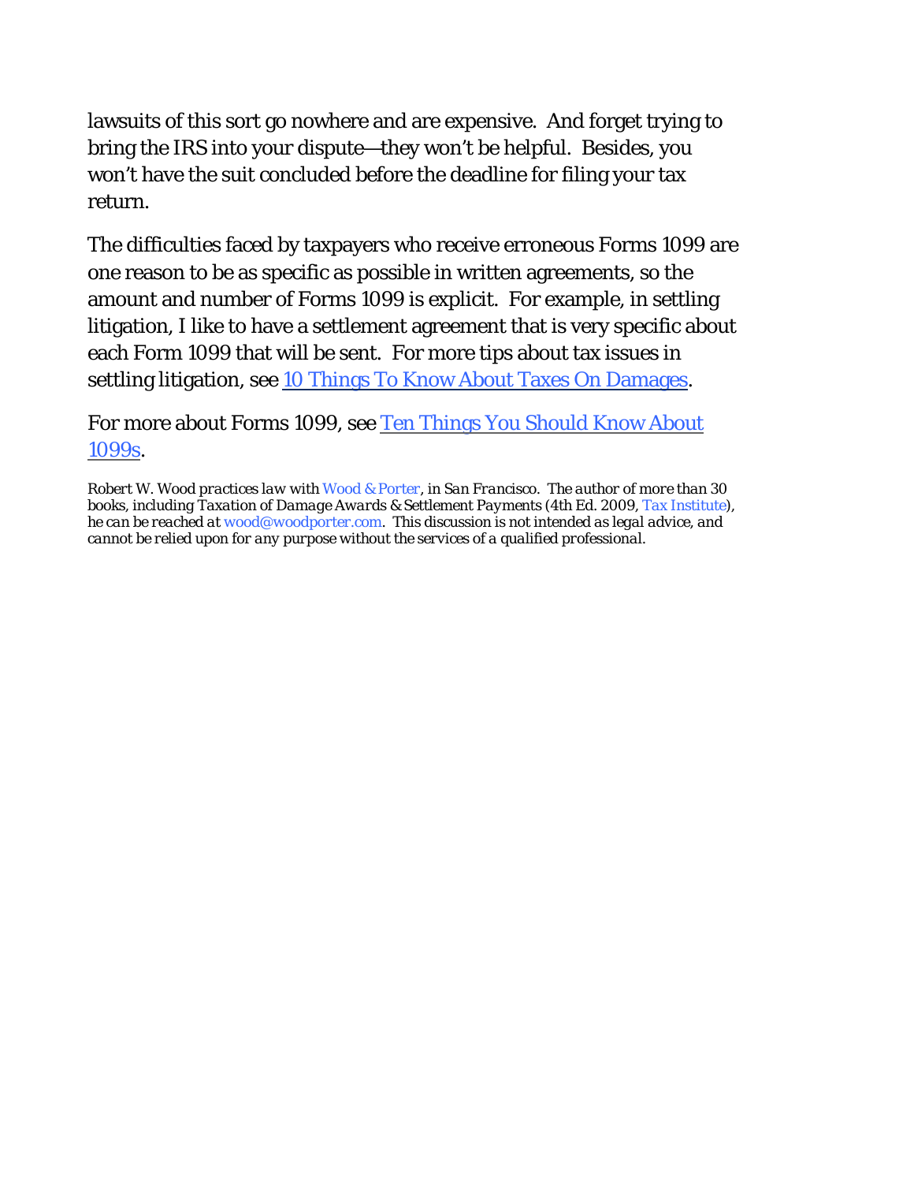lawsuits of this sort go nowhere and are expensive. And forget trying to bring the IRS into your dispute—they won't be helpful. Besides, you won't have the suit concluded before the deadline for filing your tax return.

The difficulties faced by taxpayers who receive erroneous Forms 1099 are one reason to be as specific as possible in written agreements, so the amount and number of Forms 1099 is explicit. For example, in settling litigation, I like to have a settlement agreement that is very specific about each Form 1099 that will be sent. For more tips about tax issues in settling litigation, see 10 Things To Know About Taxes On Damages.

For more about Forms 1099, see Ten Things You Should Know About 1099s.

*Robert W. Wood practices law with Wood & Porter, in San Francisco. The author of more than 30 books, including Taxation of Damage Awards & Settlement Payments (4th Ed. 2009, Tax Institute), he can be reached at wood@woodporter.com. This discussion is not intended as legal advice, and cannot be relied upon for any purpose without the services of a qualified professional.*